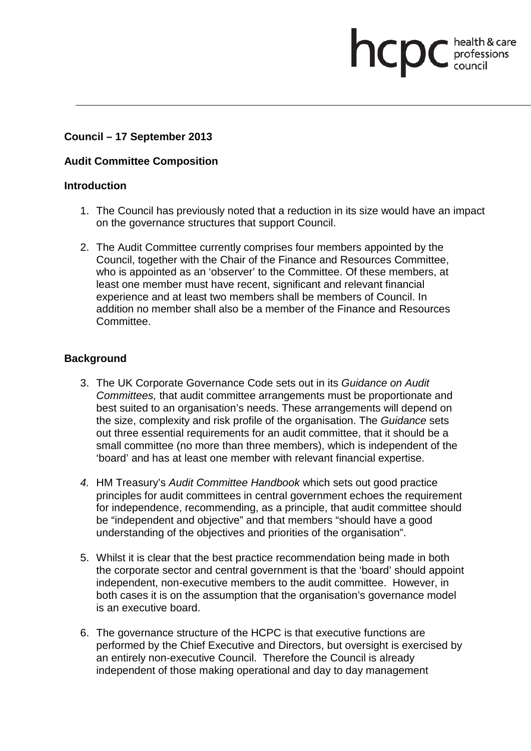**Council – 17 September 2013**

**Audit Committee Composition**

**Introduction**

1. The Council has previously noted that a reduction in its size would have an impact on the governance structures that support Council.

2. The Audit Committee currently comprises four members appointed by the Council, together with the Chair of the Finance and Resources Committee, who is appointed as an 'observer' to the Committee. Of these members, at least one member must have recent, significant and relevant financial experience and at least two members shall be members of Council. In addition no member shall also be a member of the Finance and Resources Committee.

**Background**

3. The UK Corporate Governance Code sets out in its *Guidance on Audit Committees,* that audit committee arrangements must be proportionate and best suited to an organisation's needs. These arrangements will depend on the size, complexity and risk profile of the organisation. The *Guidance* sets out three essential requirements for an audit committee, that it should be a small committee (no more than three members), which is independent of the 'board' and has at least one member with relevant financial expertise.

4. HM Treasury's *Audit Committee Handbook* which sets out good practice principles for audit committees in central government echoes the requirement for independence, recommending, as a principle, that audit committee should be "independent and objective" and that members "should have a good understanding of the objectives and priorities of the organisation".

5. Whilst it is clear that the best practice recommendation being made in both the corporate sector and central government is that the 'board' should appoint independent, non-executive members to the audit committee. However, in both cases it is on the assumption that the organisation's governance model is an executive board.

6. The governance structure of the HCPC is that executive functions are performed by the Chief Executive and Directors, but oversight is exercised by an entirely non-executive Council. Therefore the Council is already independent of those making operational and day to day management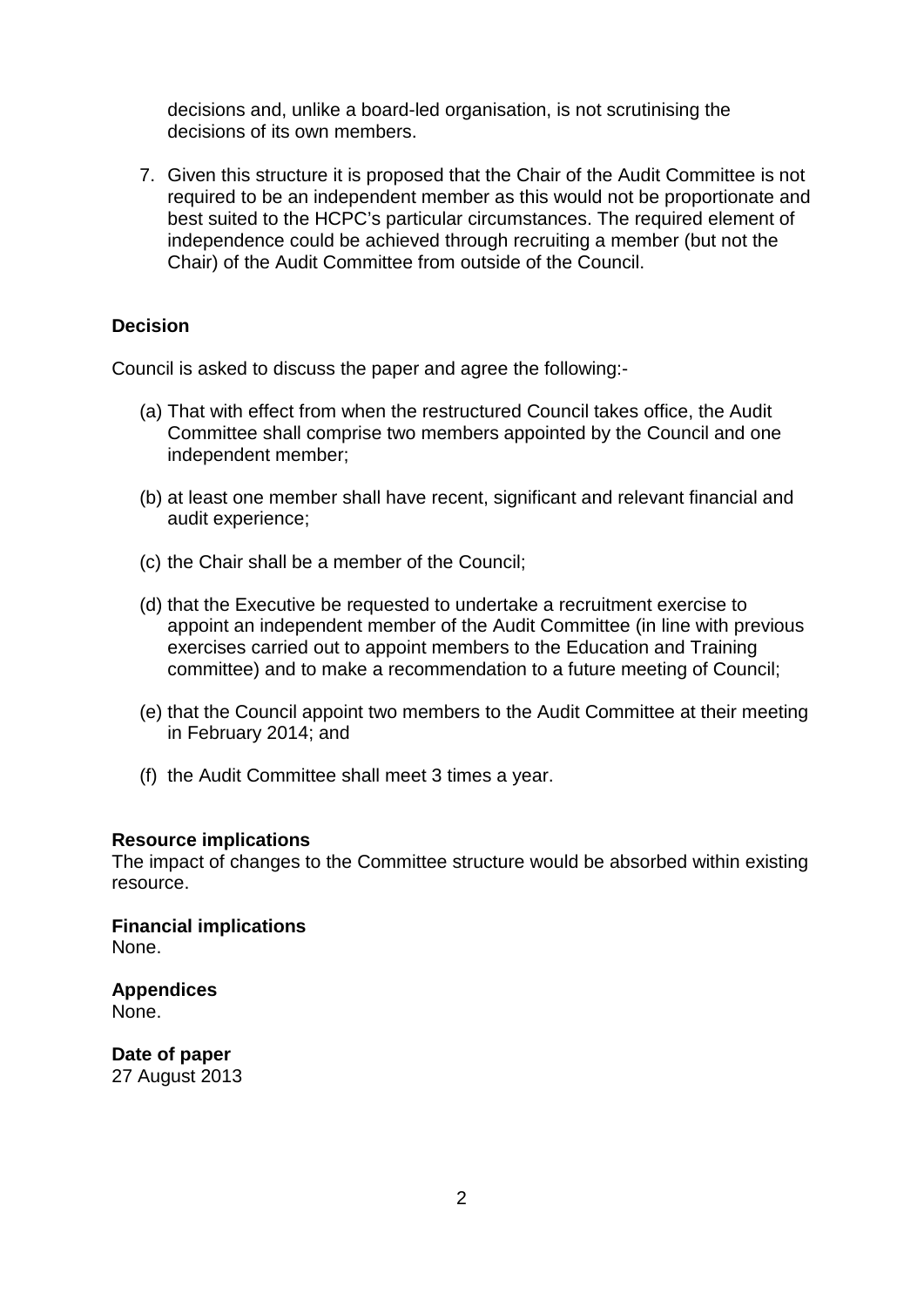decisions and, unlike a board-led organisation, is not scrutinising the decisions of its own members.

7. Given this structure it is proposed that the Chair of the Audit Committee is not required to be an independent member as this would not be proportionate and best suited to the HCPC's particular circumstances. The required element of independence could be achieved through recruiting a member (but not the Chair) of the Audit Committee from outside of the Council.

**Decision**

Council is asked to discuss the paper and agree the following:-

(a) That with effect from when the restructured Council takes office, the Audit Committee shall comprise two members appointed by the Council and one independent member;

(b) at least one member shall have recent, significant and relevant financial and audit experience;

(c) the Chair shall be a member of the Council;

(d) that the Executive be requested to undertake a recruitment exercise to appoint an independent member of the Audit Committee (in line with previous exercises carried out to appoint members to the Education and Training committee) and to make a recommendation to a future meeting of Council;

(e) that the Council appoint two members to the Audit Committee at their meeting in February 2014; and

(f) the Audit Committee shall meet 3 times a year.

**Resource implications**
The impact of changes to the Committee structure would be absorbed within existing resource.

**Financial implications**
None.

**Appendices**
None.

**Date of paper**
27 August 2013